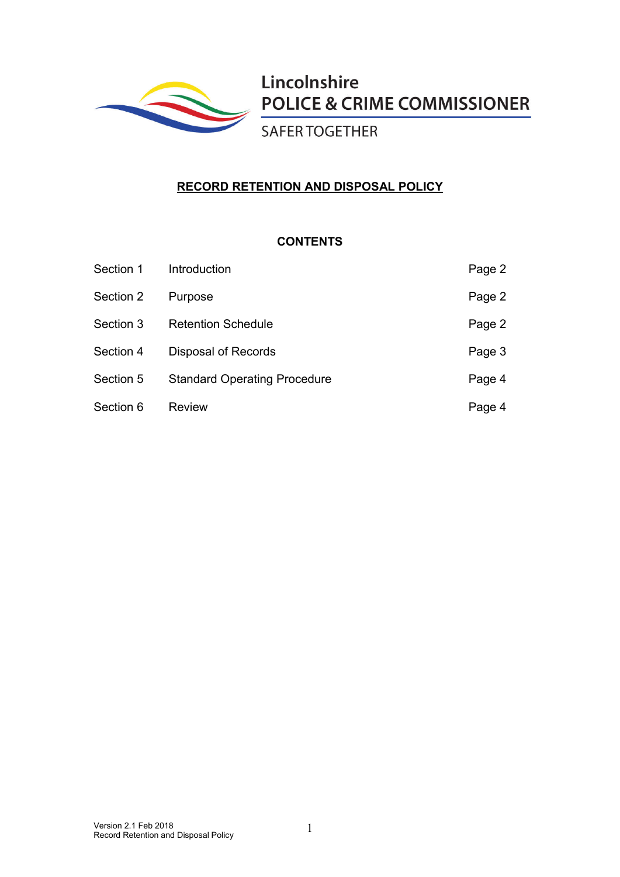Lincolnshire
POLICE & CRIME COMMISSIONER
SAFER TOGETHER

# RECORD RETENTION AND DISPOSAL POLICY

**CONTENTS**

| | | |
|---|---|---|
| Section 1 | Introduction | Page 2 |
| Section 2 | Purpose | Page 2 |
| Section 3 | Retention Schedule | Page 2 |
| Section 4 | Disposal of Records | Page 3 |
| Section 5 | Standard Operating Procedure | Page 4 |
| Section 6 | Review | Page 4 |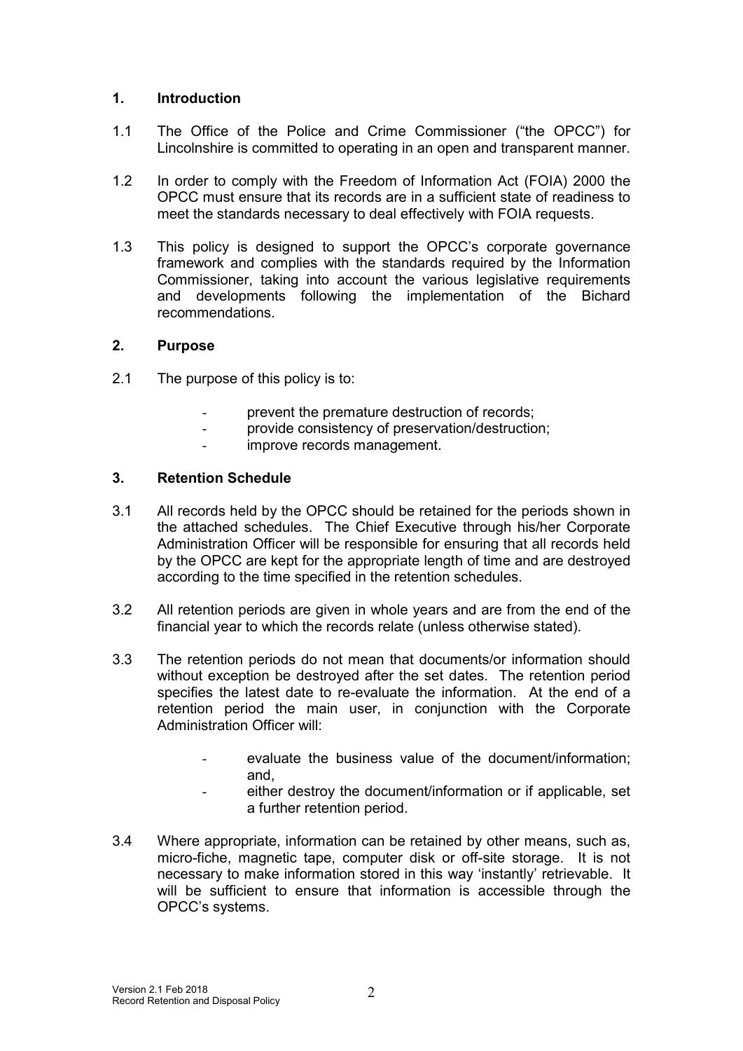## 1. Introduction

1.1 The Office of the Police and Crime Commissioner ("the OPCC") for Lincolnshire is committed to operating in an open and transparent manner.

1.2 In order to comply with the Freedom of Information Act (FOIA) 2000 the OPCC must ensure that its records are in a sufficient state of readiness to meet the standards necessary to deal effectively with FOIA requests.

1.3 This policy is designed to support the OPCC's corporate governance framework and complies with the standards required by the Information Commissioner, taking into account the various legislative requirements and developments following the implementation of the Bichard recommendations.

## 2. Purpose

2.1 The purpose of this policy is to:

- prevent the premature destruction of records;
- provide consistency of preservation/destruction;
- improve records management.

## 3. Retention Schedule

3.1 All records held by the OPCC should be retained for the periods shown in the attached schedules. The Chief Executive through his/her Corporate Administration Officer will be responsible for ensuring that all records held by the OPCC are kept for the appropriate length of time and are destroyed according to the time specified in the retention schedules.

3.2 All retention periods are given in whole years and are from the end of the financial year to which the records relate (unless otherwise stated).

3.3 The retention periods do not mean that documents/or information should without exception be destroyed after the set dates. The retention period specifies the latest date to re-evaluate the information. At the end of a retention period the main user, in conjunction with the Corporate Administration Officer will:

- evaluate the business value of the document/information; and,
- either destroy the document/information or if applicable, set a further retention period.

3.4 Where appropriate, information can be retained by other means, such as, micro-fiche, magnetic tape, computer disk or off-site storage. It is not necessary to make information stored in this way 'instantly' retrievable. It will be sufficient to ensure that information is accessible through the OPCC's systems.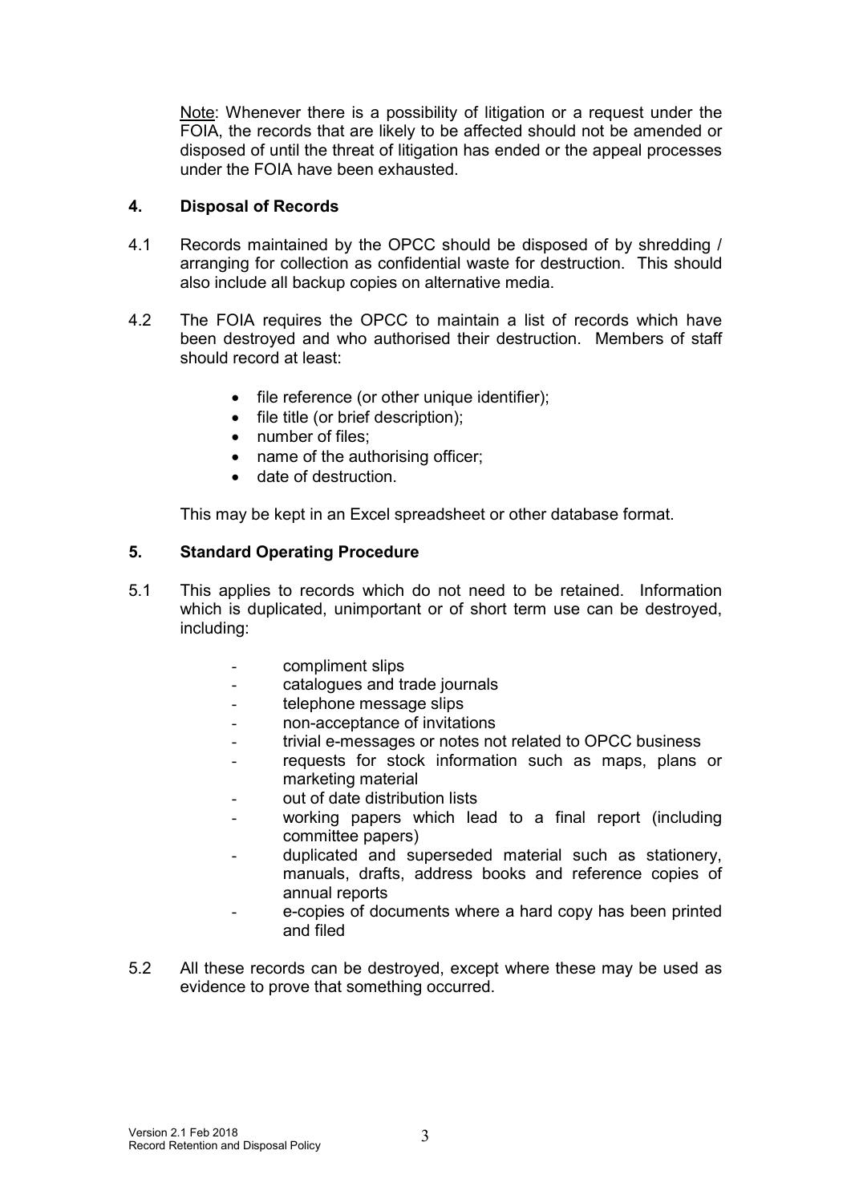Note: Whenever there is a possibility of litigation or a request under the FOIA, the records that are likely to be affected should not be amended or disposed of until the threat of litigation has ended or the appeal processes under the FOIA have been exhausted.

## 4. Disposal of Records

4.1 Records maintained by the OPCC should be disposed of by shredding / arranging for collection as confidential waste for destruction. This should also include all backup copies on alternative media.

4.2 The FOIA requires the OPCC to maintain a list of records which have been destroyed and who authorised their destruction. Members of staff should record at least:

- file reference (or other unique identifier);
- file title (or brief description);
- number of files;
- name of the authorising officer;
- date of destruction.

This may be kept in an Excel spreadsheet or other database format.

## 5. Standard Operating Procedure

5.1 This applies to records which do not need to be retained. Information which is duplicated, unimportant or of short term use can be destroyed, including:

- compliment slips
- catalogues and trade journals
- telephone message slips
- non-acceptance of invitations
- trivial e-messages or notes not related to OPCC business
- requests for stock information such as maps, plans or marketing material
- out of date distribution lists
- working papers which lead to a final report (including committee papers)
- duplicated and superseded material such as stationery, manuals, drafts, address books and reference copies of annual reports
- e-copies of documents where a hard copy has been printed and filed

5.2 All these records can be destroyed, except where these may be used as evidence to prove that something occurred.